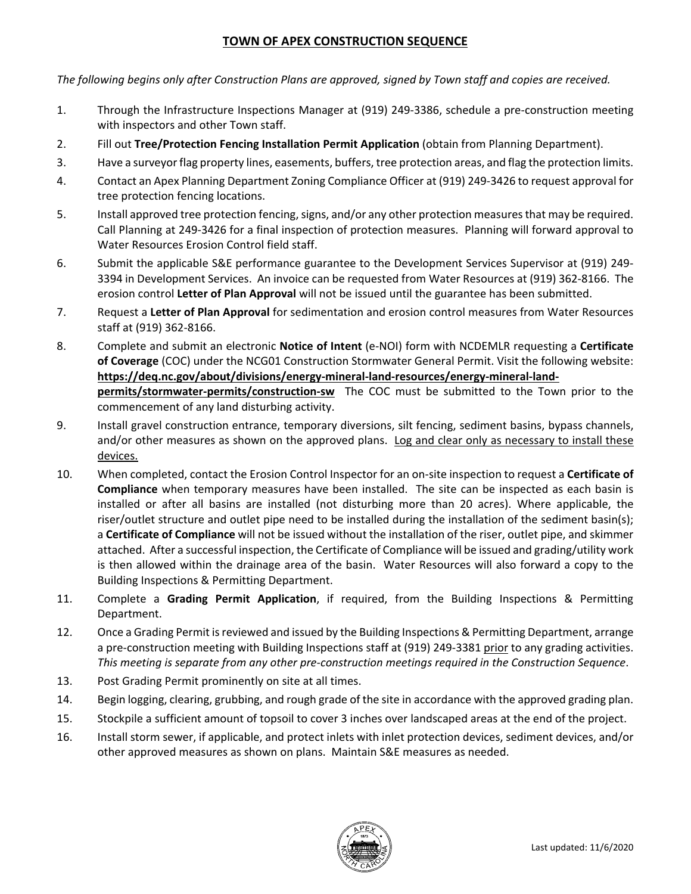# TOWN OF APEX CONSTRUCTION SEQUENCE

*The following begins only after Construction Plans are approved, signed by Town staff and copies are received.*

1. Through the Infrastructure Inspections Manager at (919) 249-3386, schedule a pre-construction meeting with inspectors and other Town staff.
2. Fill out **Tree/Protection Fencing Installation Permit Application** (obtain from Planning Department).
3. Have a surveyor flag property lines, easements, buffers, tree protection areas, and flag the protection limits.
4. Contact an Apex Planning Department Zoning Compliance Officer at (919) 249-3426 to request approval for tree protection fencing locations.
5. Install approved tree protection fencing, signs, and/or any other protection measures that may be required. Call Planning at 249-3426 for a final inspection of protection measures. Planning will forward approval to Water Resources Erosion Control field staff.
6. Submit the applicable S&E performance guarantee to the Development Services Supervisor at (919) 249-3394 in Development Services. An invoice can be requested from Water Resources at (919) 362-8166. The erosion control **Letter of Plan Approval** will not be issued until the guarantee has been submitted.
7. Request a **Letter of Plan Approval** for sedimentation and erosion control measures from Water Resources staff at (919) 362-8166.
8. Complete and submit an electronic **Notice of Intent** (e-NOI) form with NCDEMLR requesting a **Certificate of Coverage** (COC) under the NCG01 Construction Stormwater General Permit. Visit the following website: **https://deq.nc.gov/about/divisions/energy-mineral-land-resources/energy-mineral-land-permits/stormwater-permits/construction-sw** The COC must be submitted to the Town prior to the commencement of any land disturbing activity.
9. Install gravel construction entrance, temporary diversions, silt fencing, sediment basins, bypass channels, and/or other measures as shown on the approved plans. Log and clear only as necessary to install these devices.
10. When completed, contact the Erosion Control Inspector for an on-site inspection to request a **Certificate of Compliance** when temporary measures have been installed. The site can be inspected as each basin is installed or after all basins are installed (not disturbing more than 20 acres). Where applicable, the riser/outlet structure and outlet pipe need to be installed during the installation of the sediment basin(s); a **Certificate of Compliance** will not be issued without the installation of the riser, outlet pipe, and skimmer attached. After a successful inspection, the Certificate of Compliance will be issued and grading/utility work is then allowed within the drainage area of the basin. Water Resources will also forward a copy to the Building Inspections & Permitting Department.
11. Complete a **Grading Permit Application**, if required, from the Building Inspections & Permitting Department.
12. Once a Grading Permit is reviewed and issued by the Building Inspections & Permitting Department, arrange a pre-construction meeting with Building Inspections staff at (919) 249-3381 prior to any grading activities. *This meeting is separate from any other pre-construction meetings required in the Construction Sequence*.
13. Post Grading Permit prominently on site at all times.
14. Begin logging, clearing, grubbing, and rough grade of the site in accordance with the approved grading plan.
15. Stockpile a sufficient amount of topsoil to cover 3 inches over landscaped areas at the end of the project.
16. Install storm sewer, if applicable, and protect inlets with inlet protection devices, sediment devices, and/or other approved measures as shown on plans. Maintain S&E measures as needed.

Last updated: 11/6/2020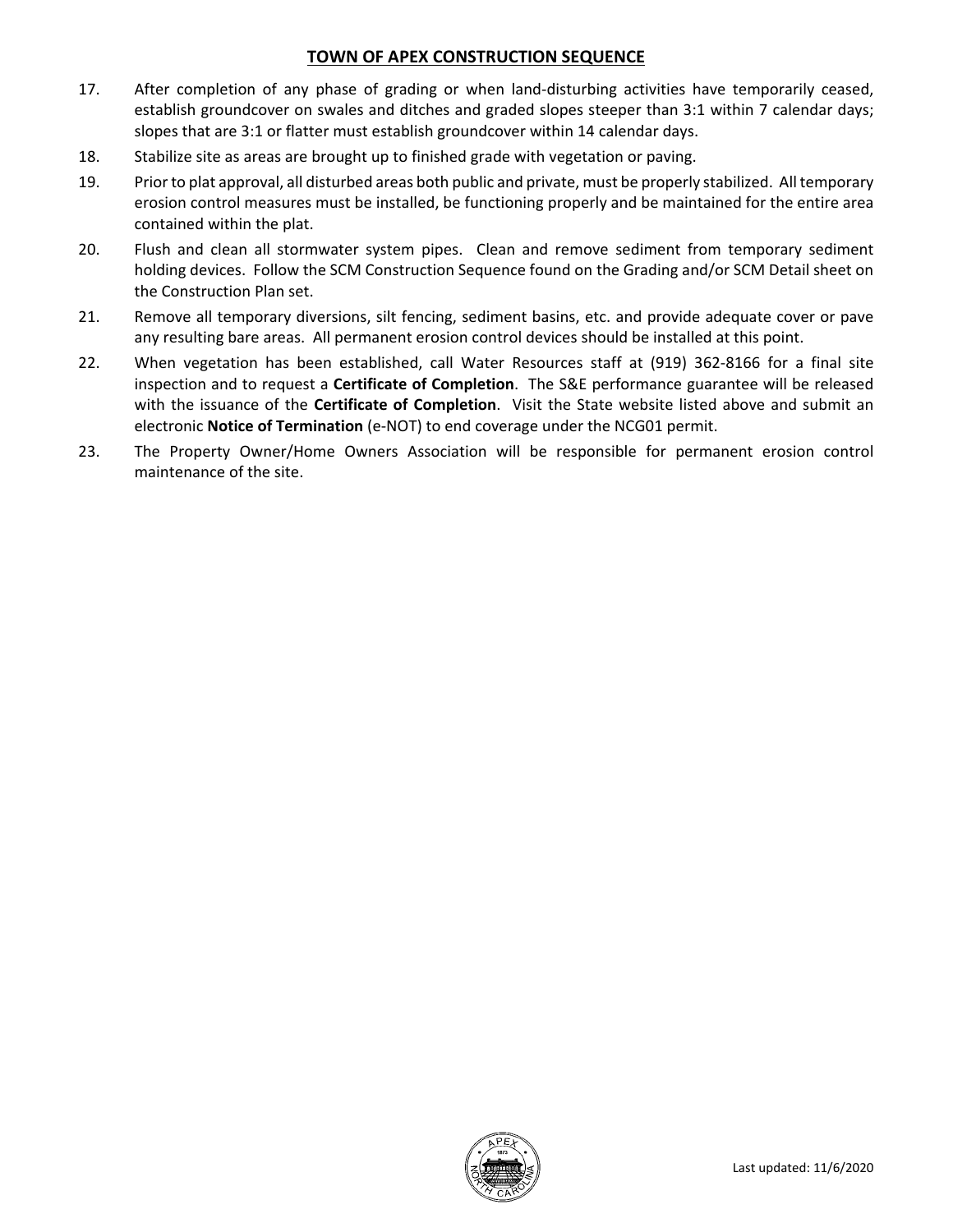**TOWN OF APEX CONSTRUCTION SEQUENCE**

17. After completion of any phase of grading or when land-disturbing activities have temporarily ceased, establish groundcover on swales and ditches and graded slopes steeper than 3:1 within 7 calendar days; slopes that are 3:1 or flatter must establish groundcover within 14 calendar days.
18. Stabilize site as areas are brought up to finished grade with vegetation or paving.
19. Prior to plat approval, all disturbed areas both public and private, must be properly stabilized. All temporary erosion control measures must be installed, be functioning properly and be maintained for the entire area contained within the plat.
20. Flush and clean all stormwater system pipes. Clean and remove sediment from temporary sediment holding devices. Follow the SCM Construction Sequence found on the Grading and/or SCM Detail sheet on the Construction Plan set.
21. Remove all temporary diversions, silt fencing, sediment basins, etc. and provide adequate cover or pave any resulting bare areas. All permanent erosion control devices should be installed at this point.
22. When vegetation has been established, call Water Resources staff at (919) 362-8166 for a final site inspection and to request a **Certificate of Completion**. The S&E performance guarantee will be released with the issuance of the **Certificate of Completion**. Visit the State website listed above and submit an electronic **Notice of Termination** (e-NOT) to end coverage under the NCG01 permit.
23. The Property Owner/Home Owners Association will be responsible for permanent erosion control maintenance of the site.

Last updated: 11/6/2020